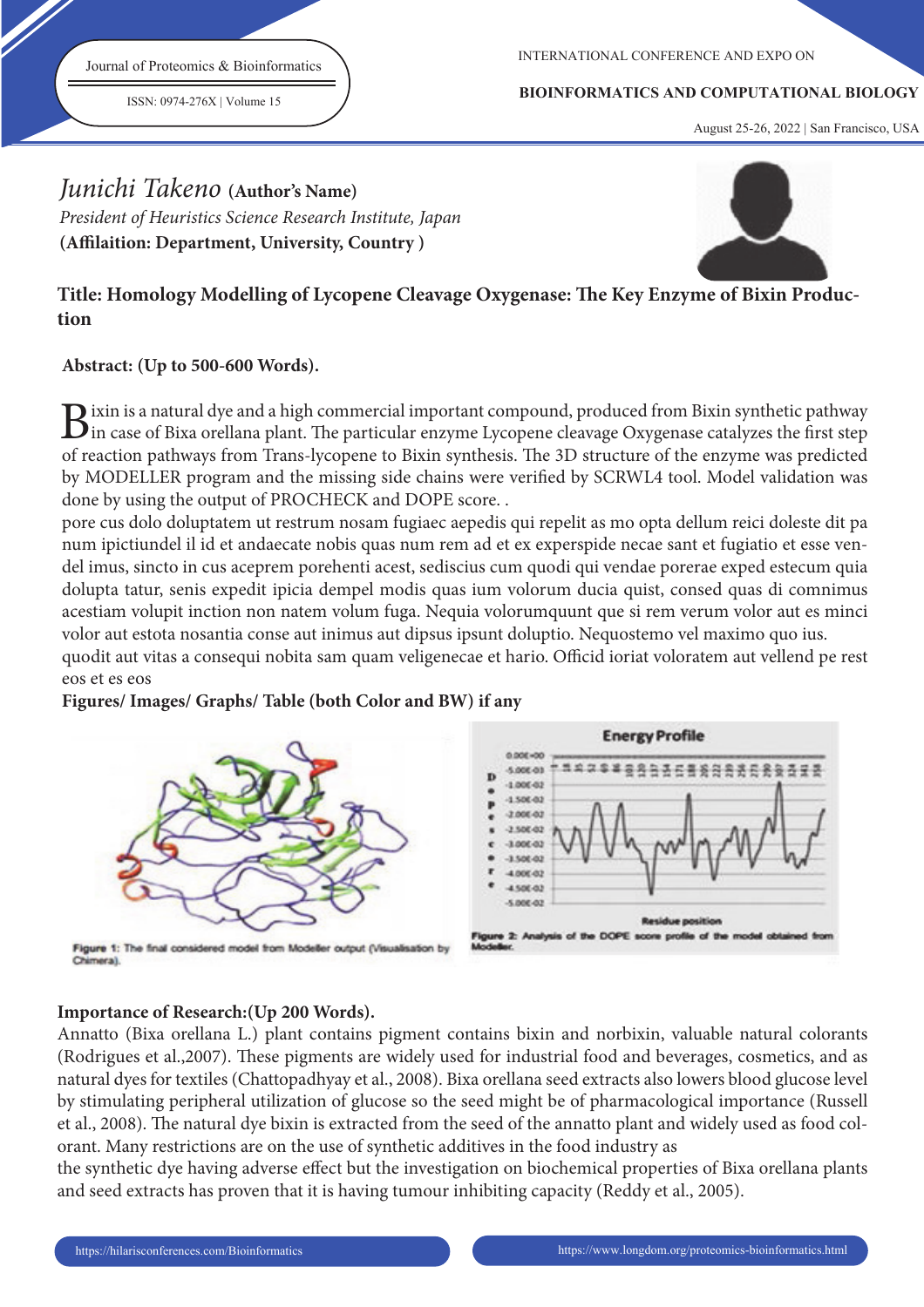# Junichi Takeno (Author's Name)

*President of Heuristics Science Research Institute, Japan*

**(Affilaition: Department, University, Country )**

## Title: Homology Modelling of Lycopene Cleavage Oxygenase: The Key Enzyme of Bixin Production

**Abstract: (Up to 500-600 Words).**

Bixin is a natural dye and a high commercial important compound, produced from Bixin synthetic pathway in case of Bixa orellana plant. The particular enzyme Lycopene cleavage Oxygenase catalyzes the first step of reaction pathways from Trans-lycopene to Bixin synthesis. The 3D structure of the enzyme was predicted by MODELLER program and the missing side chains were verified by SCRWL4 tool. Model validation was done by using the output of PROCHECK and DOPE score. .

pore cus dolo doluptatem ut restrum nosam fugiaec aepedis qui repelit as mo opta dellum reici doleste dit pa num ipictiundel il id et andaecate nobis quas num rem ad et ex experspide necae sant et fugiatio et esse vendel imus, sincto in cus aceprem porehenti acest, sediscius cum quodi qui vendae porerae exped estecum quia dolupta tatur, senis expedit ipicia dempel modis quas ium volorum ducia quist, consed quas di comnimus acestiam volupit inction non natem volum fuga. Nequia volorumquunt que si rem verum volor aut es minci volor aut estota nosantia conse aut inimus aut dipsus ipsunt doluptio. Nequostemo vel maximo quo ius.

quodit aut vitas a consequi nobita sam quam veligenecae et hario. Officid ioriat voloratem aut vellend pe rest eos et es eos

**Figures/ Images/ Graphs/ Table (both Color and BW) if any**

**Figure 1:** The final considered model from Modeller output (Visualisation by Chimera).

**Figure 2:** Analysis of the DOPE score profile of the model obtained from Modeller.

**Importance of Research:(Up 200 Words).**

Annatto (Bixa orellana L.) plant contains pigment contains bixin and norbixin, valuable natural colorants (Rodrigues et al.,2007). These pigments are widely used for industrial food and beverages, cosmetics, and as natural dyes for textiles (Chattopadhyay et al., 2008). Bixa orellana seed extracts also lowers blood glucose level by stimulating peripheral utilization of glucose so the seed might be of pharmacological importance (Russell et al., 2008). The natural dye bixin is extracted from the seed of the annatto plant and widely used as food colorant. Many restrictions are on the use of synthetic additives in the food industry as

the synthetic dye having adverse effect but the investigation on biochemical properties of Bixa orellana plants and seed extracts has proven that it is having tumour inhibiting capacity (Reddy et al., 2005).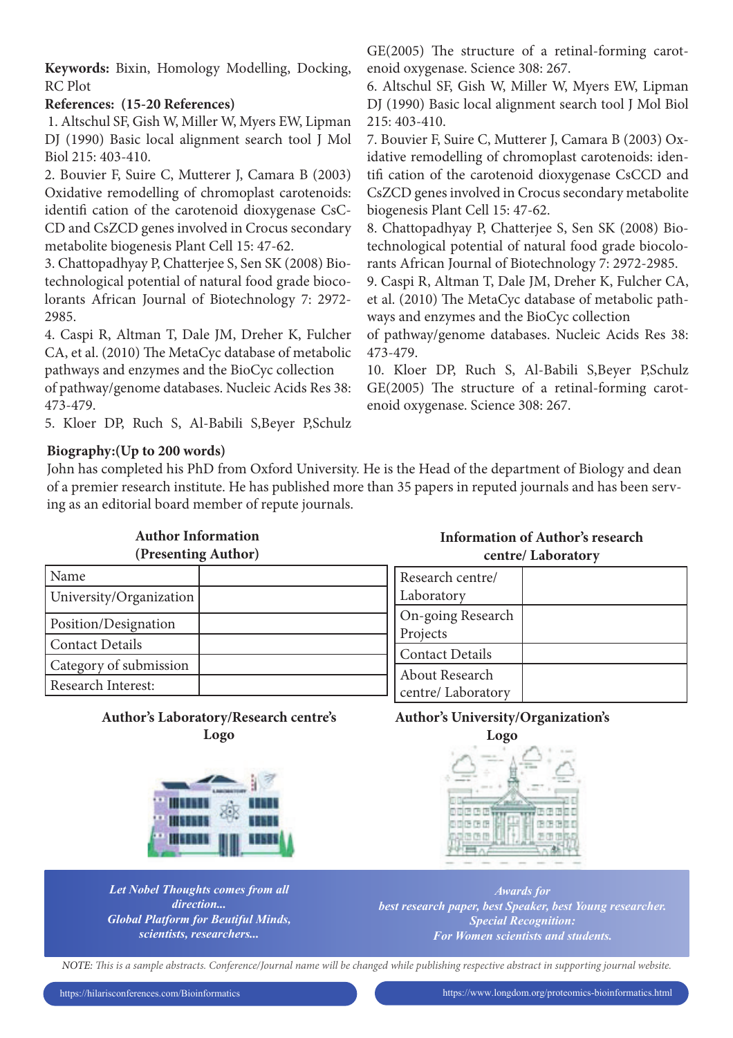**Keywords:** Bixin, Homology Modelling, Docking, RC Plot

**References: (15-20 References)**

1. Altschul SF, Gish W, Miller W, Myers EW, Lipman DJ (1990) Basic local alignment search tool J Mol Biol 215: 403-410.
2. Bouvier F, Suire C, Mutterer J, Camara B (2003) Oxidative remodelling of chromoplast carotenoids: identifi cation of the carotenoid dioxygenase CsCCD and CsZCD genes involved in Crocus secondary metabolite biogenesis Plant Cell 15: 47-62.
3. Chattopadhyay P, Chatterjee S, Sen SK (2008) Biotechnological potential of natural food grade biocolorants African Journal of Biotechnology 7: 2972-2985.
4. Caspi R, Altman T, Dale JM, Dreher K, Fulcher CA, et al. (2010) The MetaCyc database of metabolic pathways and enzymes and the BioCyc collection of pathway/genome databases. Nucleic Acids Res 38: 473-479.
5. Kloer DP, Ruch S, Al-Babili S,Beyer P,Schulz GE(2005) The structure of a retinal-forming carotenoid oxygenase. Science 308: 267.
6. Altschul SF, Gish W, Miller W, Myers EW, Lipman DJ (1990) Basic local alignment search tool J Mol Biol 215: 403-410.
7. Bouvier F, Suire C, Mutterer J, Camara B (2003) Oxidative remodelling of chromoplast carotenoids: identifi cation of the carotenoid dioxygenase CsCCD and CsZCD genes involved in Crocus secondary metabolite biogenesis Plant Cell 15: 47-62.
8. Chattopadhyay P, Chatterjee S, Sen SK (2008) Biotechnological potential of natural food grade biocolorants African Journal of Biotechnology 7: 2972-2985.
9. Caspi R, Altman T, Dale JM, Dreher K, Fulcher CA, et al. (2010) The MetaCyc database of metabolic pathways and enzymes and the BioCyc collection of pathway/genome databases. Nucleic Acids Res 38: 473-479.
10. Kloer DP, Ruch S, Al-Babili S,Beyer P,Schulz GE(2005) The structure of a retinal-forming carotenoid oxygenase. Science 308: 267.

**Biography:(Up to 200 words)**

John has completed his PhD from Oxford University. He is the Head of the department of Biology and dean of a premier research institute. He has published more than 35 papers in reputed journals and has been serving as an editorial board member of repute journals.

**Author Information (Presenting Author)**

| | |
|---|---|
| Name | |
| University/Organization | |
| Position/Designation | |
| Contact Details | |
| Category of submission | |
| Research Interest: | |

**Information of Author's research centre/ Laboratory**

| | |
|---|---|
| Research centre/ Laboratory | |
| On-going Research Projects | |
| Contact Details | |
| About Research centre/ Laboratory | |

**Author's Laboratory/Research centre's Logo**

**Author's University/Organization's Logo**

*Let Nobel Thoughts comes from all direction...*
*Global Platform for Beutiful Minds, scientists, researchers...*

*Awards for*
*best research paper, best Speaker, best Young researcher.*
*Special Recognition:*
*For Women scientists and students.*

*NOTE: This is a sample abstracts. Conference/Journal name will be changed while publishing respective abstract in supporting journal website.*

https://hilarisconferences.com/Bioinformatics

https://www.longdom.org/proteomics-bioinformatics.html